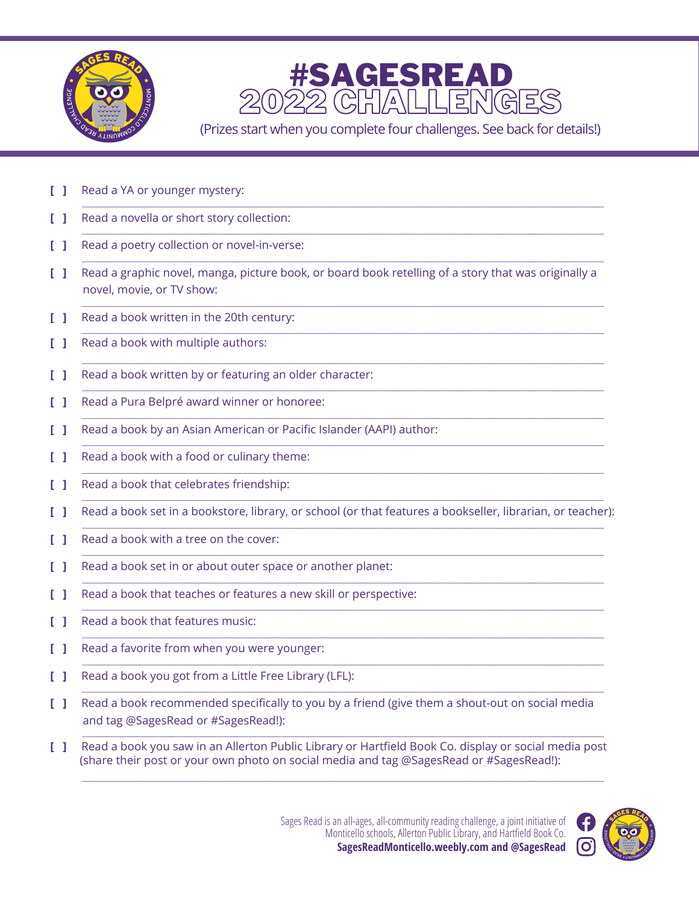# #SAGESREAD 2022 CHALLENGES

(Prizes start when you complete four challenges. See back for details!)

- [ ] Read a YA or younger mystery: ______________________
- [ ] Read a novella or short story collection: ______________________
- [ ] Read a poetry collection or novel-in-verse: ______________________
- [ ] Read a graphic novel, manga, picture book, or board book retelling of a story that was originally a novel, movie, or TV show: ______________________
- [ ] Read a book written in the 20th century: ______________________
- [ ] Read a book with multiple authors: ______________________
- [ ] Read a book written by or featuring an older character: ______________________
- [ ] Read a Pura Belpré award winner or honoree: ______________________
- [ ] Read a book by an Asian American or Pacific Islander (AAPI) author: ______________________
- [ ] Read a book with a food or culinary theme: ______________________
- [ ] Read a book that celebrates friendship: ______________________
- [ ] Read a book set in a bookstore, library, or school (or that features a bookseller, librarian, or teacher): ______________________
- [ ] Read a book with a tree on the cover: ______________________
- [ ] Read a book set in or about outer space or another planet: ______________________
- [ ] Read a book that teaches or features a new skill or perspective: ______________________
- [ ] Read a book that features music: ______________________
- [ ] Read a favorite from when you were younger: ______________________
- [ ] Read a book you got from a Little Free Library (LFL): ______________________
- [ ] Read a book recommended specifically to you by a friend (give them a shout-out on social media and tag @SagesRead or #SagesRead!): ______________________
- [ ] Read a book you saw in an Allerton Public Library or Hartfield Book Co. display or social media post (share their post or your own photo on social media and tag @SagesRead or #SagesRead!): ______________________

Sages Read is an all-ages, all-community reading challenge, a joint initiative of Monticello schools, Allerton Public Library, and Hartfield Book Co.
**SagesReadMonticello.weebly.com and @SagesRead**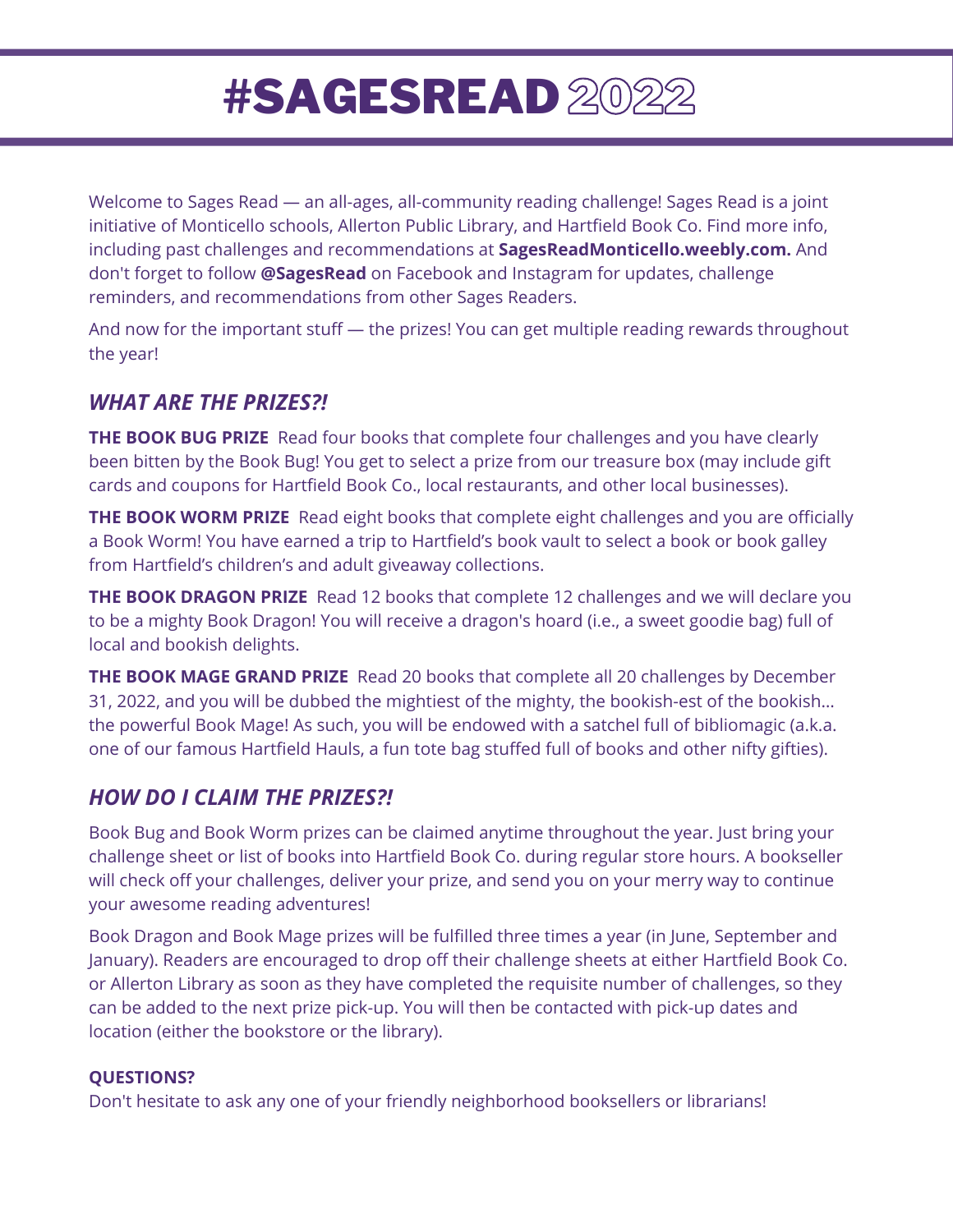# #SAGESREAD 2022

Welcome to Sages Read — an all-ages, all-community reading challenge! Sages Read is a joint initiative of Monticello schools, Allerton Public Library, and Hartfield Book Co. Find more info, including past challenges and recommendations at **SagesReadMonticello.weebly.com.** And don't forget to follow **@SagesRead** on Facebook and Instagram for updates, challenge reminders, and recommendations from other Sages Readers.

And now for the important stuff — the prizes! You can get multiple reading rewards throughout the year!

## *WHAT ARE THE PRIZES?!*

**THE BOOK BUG PRIZE** Read four books that complete four challenges and you have clearly been bitten by the Book Bug! You get to select a prize from our treasure box (may include gift cards and coupons for Hartfield Book Co., local restaurants, and other local businesses).

**THE BOOK WORM PRIZE** Read eight books that complete eight challenges and you are officially a Book Worm! You have earned a trip to Hartfield's book vault to select a book or book galley from Hartfield's children's and adult giveaway collections.

**THE BOOK DRAGON PRIZE** Read 12 books that complete 12 challenges and we will declare you to be a mighty Book Dragon! You will receive a dragon's hoard (i.e., a sweet goodie bag) full of local and bookish delights.

**THE BOOK MAGE GRAND PRIZE** Read 20 books that complete all 20 challenges by December 31, 2022, and you will be dubbed the mightiest of the mighty, the bookish-est of the bookish... the powerful Book Mage! As such, you will be endowed with a satchel full of bibliomagic (a.k.a. one of our famous Hartfield Hauls, a fun tote bag stuffed full of books and other nifty gifties).

## *HOW DO I CLAIM THE PRIZES?!*

Book Bug and Book Worm prizes can be claimed anytime throughout the year. Just bring your challenge sheet or list of books into Hartfield Book Co. during regular store hours. A bookseller will check off your challenges, deliver your prize, and send you on your merry way to continue your awesome reading adventures!

Book Dragon and Book Mage prizes will be fulfilled three times a year (in June, September and January). Readers are encouraged to drop off their challenge sheets at either Hartfield Book Co. or Allerton Library as soon as they have completed the requisite number of challenges, so they can be added to the next prize pick-up. You will then be contacted with pick-up dates and location (either the bookstore or the library).

**QUESTIONS?**
Don't hesitate to ask any one of your friendly neighborhood booksellers or librarians!